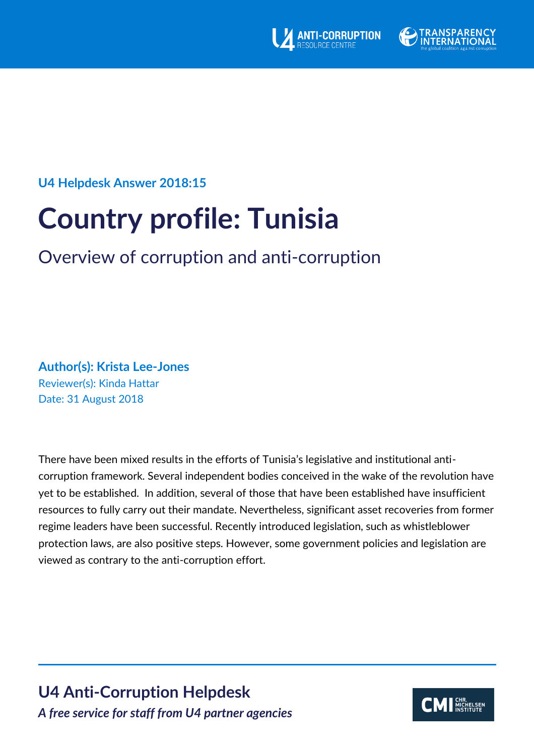U4 ANTI-CORRUPTION RESOURCE CENTRE

TRANSPARENCY INTERNATIONAL
the global coalition against corruption

**U4 Helpdesk Answer 2018:15**

# Country profile: Tunisia

## Overview of corruption and anti-corruption

**Author(s): Krista Lee-Jones**
Reviewer(s): Kinda Hattar
Date: 31 August 2018

There have been mixed results in the efforts of Tunisia's legislative and institutional anti-corruption framework. Several independent bodies conceived in the wake of the revolution have yet to be established. In addition, several of those that have been established have insufficient resources to fully carry out their mandate. Nevertheless, significant asset recoveries from former regime leaders have been successful. Recently introduced legislation, such as whistleblower protection laws, are also positive steps. However, some government policies and legislation are viewed as contrary to the anti-corruption effort.

**U4 Anti-Corruption Helpdesk**
*A free service for staff from U4 partner agencies*

CMI CHR. MICHELSEN INSTITUTE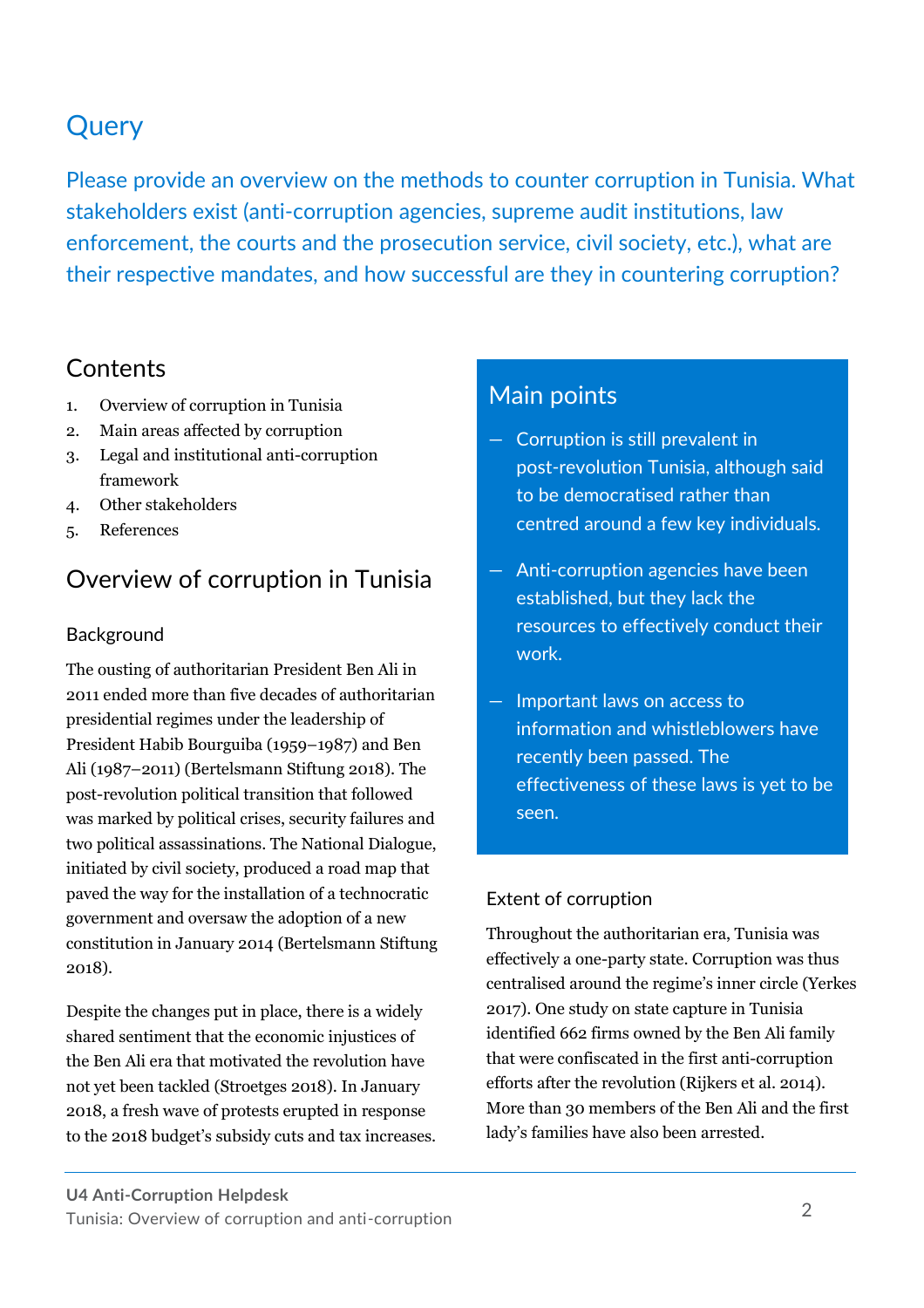# Query

Please provide an overview on the methods to counter corruption in Tunisia. What stakeholders exist (anti-corruption agencies, supreme audit institutions, law enforcement, the courts and the prosecution service, civil society, etc.), what are their respective mandates, and how successful are they in countering corruption?

## Contents

1. Overview of corruption in Tunisia
2. Main areas affected by corruption
3. Legal and institutional anti-corruption framework
4. Other stakeholders
5. References

## Main points

- Corruption is still prevalent in post-revolution Tunisia, although said to be democratised rather than centred around a few key individuals.
- Anti-corruption agencies have been established, but they lack the resources to effectively conduct their work.
- Important laws on access to information and whistleblowers have recently been passed. The effectiveness of these laws is yet to be seen.

## Overview of corruption in Tunisia

### Background

The ousting of authoritarian President Ben Ali in 2011 ended more than five decades of authoritarian presidential regimes under the leadership of President Habib Bourguiba (1959–1987) and Ben Ali (1987–2011) (Bertelsmann Stiftung 2018). The post-revolution political transition that followed was marked by political crises, security failures and two political assassinations. The National Dialogue, initiated by civil society, produced a road map that paved the way for the installation of a technocratic government and oversaw the adoption of a new constitution in January 2014 (Bertelsmann Stiftung 2018).

Despite the changes put in place, there is a widely shared sentiment that the economic injustices of the Ben Ali era that motivated the revolution have not yet been tackled (Stroetges 2018). In January 2018, a fresh wave of protests erupted in response to the 2018 budget's subsidy cuts and tax increases.

### Extent of corruption

Throughout the authoritarian era, Tunisia was effectively a one-party state. Corruption was thus centralised around the regime's inner circle (Yerkes 2017). One study on state capture in Tunisia identified 662 firms owned by the Ben Ali family that were confiscated in the first anti-corruption efforts after the revolution (Rijkers et al. 2014). More than 30 members of the Ben Ali and the first lady's families have also been arrested.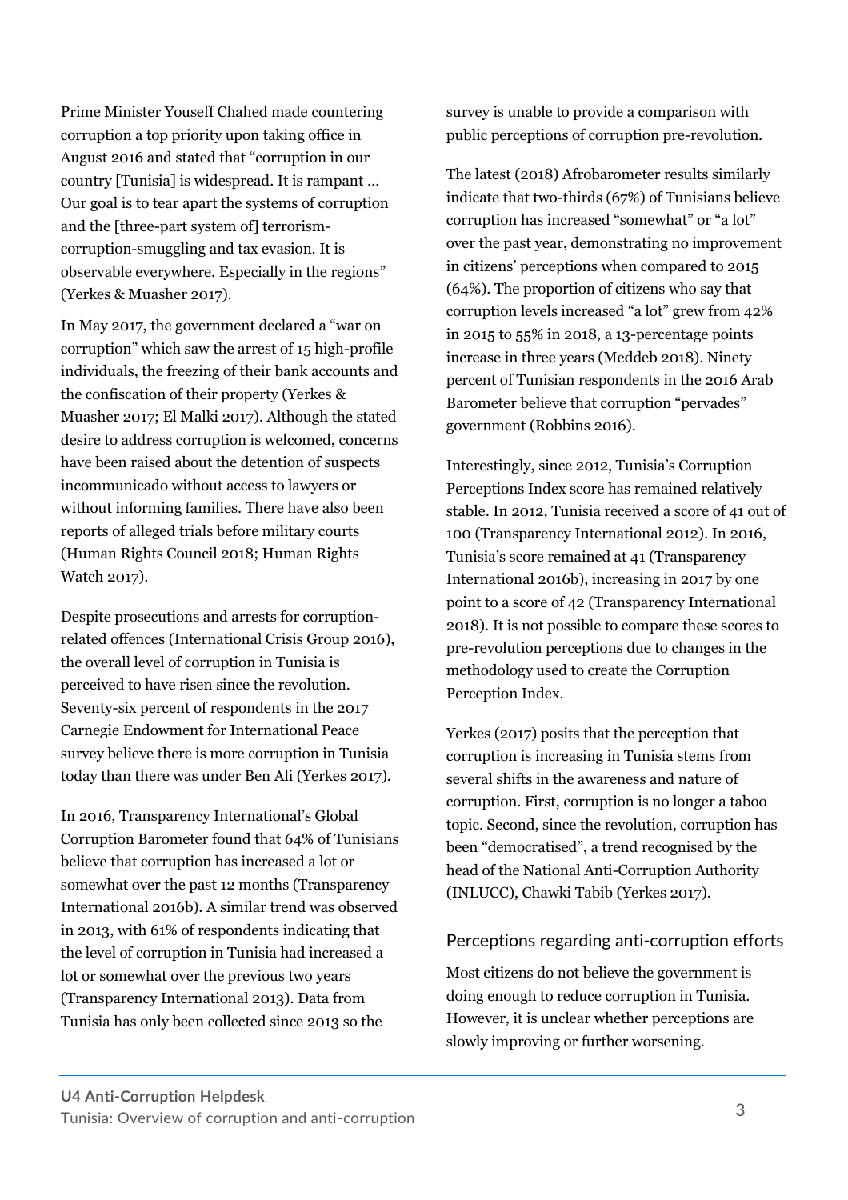Prime Minister Youseff Chahed made countering corruption a top priority upon taking office in August 2016 and stated that "corruption in our country [Tunisia] is widespread. It is rampant … Our goal is to tear apart the systems of corruption and the [three-part system of] terrorism-corruption-smuggling and tax evasion. It is observable everywhere. Especially in the regions" (Yerkes & Muasher 2017).

In May 2017, the government declared a "war on corruption" which saw the arrest of 15 high-profile individuals, the freezing of their bank accounts and the confiscation of their property (Yerkes & Muasher 2017; El Malki 2017). Although the stated desire to address corruption is welcomed, concerns have been raised about the detention of suspects incommunicado without access to lawyers or without informing families. There have also been reports of alleged trials before military courts (Human Rights Council 2018; Human Rights Watch 2017).

Despite prosecutions and arrests for corruption-related offences (International Crisis Group 2016), the overall level of corruption in Tunisia is perceived to have risen since the revolution. Seventy-six percent of respondents in the 2017 Carnegie Endowment for International Peace survey believe there is more corruption in Tunisia today than there was under Ben Ali (Yerkes 2017).

In 2016, Transparency International's Global Corruption Barometer found that 64% of Tunisians believe that corruption has increased a lot or somewhat over the past 12 months (Transparency International 2016b). A similar trend was observed in 2013, with 61% of respondents indicating that the level of corruption in Tunisia had increased a lot or somewhat over the previous two years (Transparency International 2013). Data from Tunisia has only been collected since 2013 so the survey is unable to provide a comparison with public perceptions of corruption pre-revolution.

The latest (2018) Afrobarometer results similarly indicate that two-thirds (67%) of Tunisians believe corruption has increased "somewhat" or "a lot" over the past year, demonstrating no improvement in citizens' perceptions when compared to 2015 (64%). The proportion of citizens who say that corruption levels increased "a lot" grew from 42% in 2015 to 55% in 2018, a 13-percentage points increase in three years (Meddeb 2018). Ninety percent of Tunisian respondents in the 2016 Arab Barometer believe that corruption "pervades" government (Robbins 2016).

Interestingly, since 2012, Tunisia's Corruption Perceptions Index score has remained relatively stable. In 2012, Tunisia received a score of 41 out of 100 (Transparency International 2012). In 2016, Tunisia's score remained at 41 (Transparency International 2016b), increasing in 2017 by one point to a score of 42 (Transparency International 2018). It is not possible to compare these scores to pre-revolution perceptions due to changes in the methodology used to create the Corruption Perception Index.

Yerkes (2017) posits that the perception that corruption is increasing in Tunisia stems from several shifts in the awareness and nature of corruption. First, corruption is no longer a taboo topic. Second, since the revolution, corruption has been "democratised", a trend recognised by the head of the National Anti-Corruption Authority (INLUCC), Chawki Tabib (Yerkes 2017).

### Perceptions regarding anti-corruption efforts

Most citizens do not believe the government is doing enough to reduce corruption in Tunisia. However, it is unclear whether perceptions are slowly improving or further worsening.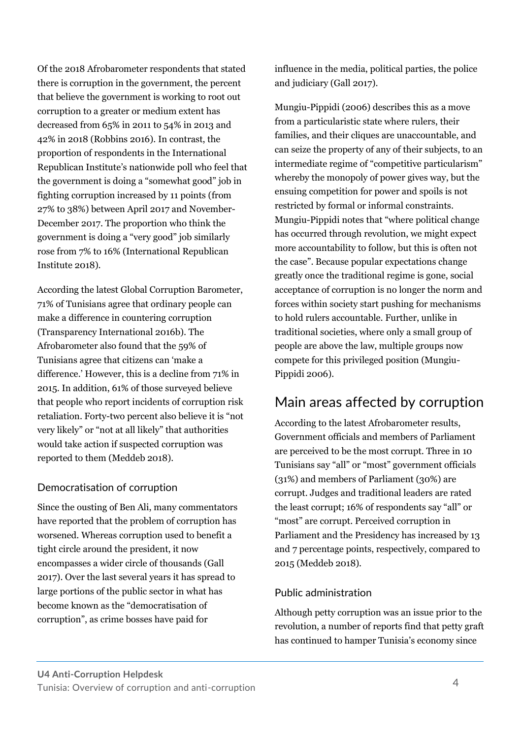Of the 2018 Afrobarometer respondents that stated there is corruption in the government, the percent that believe the government is working to root out corruption to a greater or medium extent has decreased from 65% in 2011 to 54% in 2013 and 42% in 2018 (Robbins 2016). In contrast, the proportion of respondents in the International Republican Institute's nationwide poll who feel that the government is doing a "somewhat good" job in fighting corruption increased by 11 points (from 27% to 38%) between April 2017 and November-December 2017. The proportion who think the government is doing a "very good" job similarly rose from 7% to 16% (International Republican Institute 2018).

According the latest Global Corruption Barometer, 71% of Tunisians agree that ordinary people can make a difference in countering corruption (Transparency International 2016b). The Afrobarometer also found that the 59% of Tunisians agree that citizens can 'make a difference.' However, this is a decline from 71% in 2015. In addition, 61% of those surveyed believe that people who report incidents of corruption risk retaliation. Forty-two percent also believe it is "not very likely" or "not at all likely" that authorities would take action if suspected corruption was reported to them (Meddeb 2018).

### Democratisation of corruption

Since the ousting of Ben Ali, many commentators have reported that the problem of corruption has worsened. Whereas corruption used to benefit a tight circle around the president, it now encompasses a wider circle of thousands (Gall 2017). Over the last several years it has spread to large portions of the public sector in what has become known as the "democratisation of corruption", as crime bosses have paid for influence in the media, political parties, the police and judiciary (Gall 2017).

Mungiu-Pippidi (2006) describes this as a move from a particularistic state where rulers, their families, and their cliques are unaccountable, and can seize the property of any of their subjects, to an intermediate regime of "competitive particularism" whereby the monopoly of power gives way, but the ensuing competition for power and spoils is not restricted by formal or informal constraints. Mungiu-Pippidi notes that "where political change has occurred through revolution, we might expect more accountability to follow, but this is often not the case". Because popular expectations change greatly once the traditional regime is gone, social acceptance of corruption is no longer the norm and forces within society start pushing for mechanisms to hold rulers accountable. Further, unlike in traditional societies, where only a small group of people are above the law, multiple groups now compete for this privileged position (Mungiu-Pippidi 2006).

## Main areas affected by corruption

According to the latest Afrobarometer results, Government officials and members of Parliament are perceived to be the most corrupt. Three in 10 Tunisians say "all" or "most" government officials (31%) and members of Parliament (30%) are corrupt. Judges and traditional leaders are rated the least corrupt; 16% of respondents say "all" or "most" are corrupt. Perceived corruption in Parliament and the Presidency has increased by 13 and 7 percentage points, respectively, compared to 2015 (Meddeb 2018).

### Public administration

Although petty corruption was an issue prior to the revolution, a number of reports find that petty graft has continued to hamper Tunisia's economy since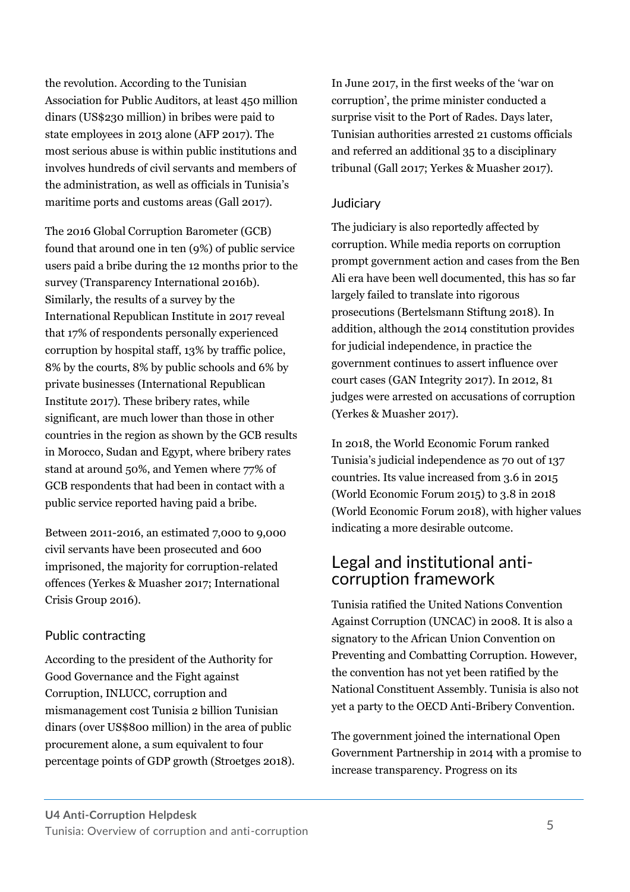the revolution. According to the Tunisian Association for Public Auditors, at least 450 million dinars (US$230 million) in bribes were paid to state employees in 2013 alone (AFP 2017). The most serious abuse is within public institutions and involves hundreds of civil servants and members of the administration, as well as officials in Tunisia's maritime ports and customs areas (Gall 2017).

The 2016 Global Corruption Barometer (GCB) found that around one in ten (9%) of public service users paid a bribe during the 12 months prior to the survey (Transparency International 2016b). Similarly, the results of a survey by the International Republican Institute in 2017 reveal that 17% of respondents personally experienced corruption by hospital staff, 13% by traffic police, 8% by the courts, 8% by public schools and 6% by private businesses (International Republican Institute 2017). These bribery rates, while significant, are much lower than those in other countries in the region as shown by the GCB results in Morocco, Sudan and Egypt, where bribery rates stand at around 50%, and Yemen where 77% of GCB respondents that had been in contact with a public service reported having paid a bribe.

Between 2011-2016, an estimated 7,000 to 9,000 civil servants have been prosecuted and 600 imprisoned, the majority for corruption-related offences (Yerkes & Muasher 2017; International Crisis Group 2016).

### Public contracting

According to the president of the Authority for Good Governance and the Fight against Corruption, INLUCC, corruption and mismanagement cost Tunisia 2 billion Tunisian dinars (over US$800 million) in the area of public procurement alone, a sum equivalent to four percentage points of GDP growth (Stroetges 2018).

In June 2017, in the first weeks of the 'war on corruption', the prime minister conducted a surprise visit to the Port of Rades. Days later, Tunisian authorities arrested 21 customs officials and referred an additional 35 to a disciplinary tribunal (Gall 2017; Yerkes & Muasher 2017).

### Judiciary

The judiciary is also reportedly affected by corruption. While media reports on corruption prompt government action and cases from the Ben Ali era have been well documented, this has so far largely failed to translate into rigorous prosecutions (Bertelsmann Stiftung 2018). In addition, although the 2014 constitution provides for judicial independence, in practice the government continues to assert influence over court cases (GAN Integrity 2017). In 2012, 81 judges were arrested on accusations of corruption (Yerkes & Muasher 2017).

In 2018, the World Economic Forum ranked Tunisia's judicial independence as 70 out of 137 countries. Its value increased from 3.6 in 2015 (World Economic Forum 2015) to 3.8 in 2018 (World Economic Forum 2018), with higher values indicating a more desirable outcome.

## Legal and institutional anti-corruption framework

Tunisia ratified the United Nations Convention Against Corruption (UNCAC) in 2008. It is also a signatory to the African Union Convention on Preventing and Combatting Corruption. However, the convention has not yet been ratified by the National Constituent Assembly. Tunisia is also not yet a party to the OECD Anti-Bribery Convention.

The government joined the international Open Government Partnership in 2014 with a promise to increase transparency. Progress on its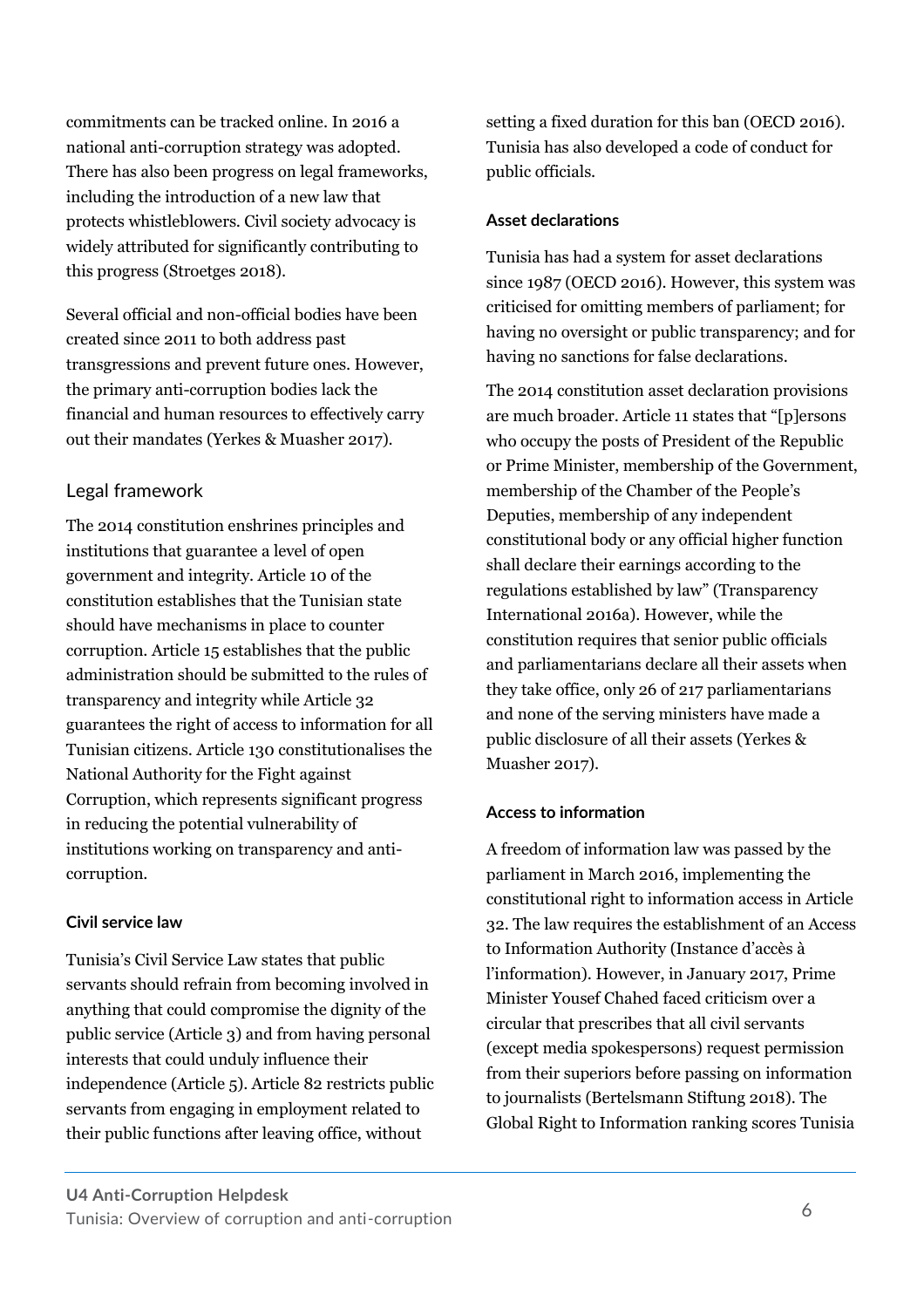commitments can be tracked online. In 2016 a national anti-corruption strategy was adopted. There has also been progress on legal frameworks, including the introduction of a new law that protects whistleblowers. Civil society advocacy is widely attributed for significantly contributing to this progress (Stroetges 2018).

Several official and non-official bodies have been created since 2011 to both address past transgressions and prevent future ones. However, the primary anti-corruption bodies lack the financial and human resources to effectively carry out their mandates (Yerkes & Muasher 2017).

## Legal framework

The 2014 constitution enshrines principles and institutions that guarantee a level of open government and integrity. Article 10 of the constitution establishes that the Tunisian state should have mechanisms in place to counter corruption. Article 15 establishes that the public administration should be submitted to the rules of transparency and integrity while Article 32 guarantees the right of access to information for all Tunisian citizens. Article 130 constitutionalises the National Authority for the Fight against Corruption, which represents significant progress in reducing the potential vulnerability of institutions working on transparency and anti-corruption.

### Civil service law

Tunisia's Civil Service Law states that public servants should refrain from becoming involved in anything that could compromise the dignity of the public service (Article 3) and from having personal interests that could unduly influence their independence (Article 5). Article 82 restricts public servants from engaging in employment related to their public functions after leaving office, without setting a fixed duration for this ban (OECD 2016). Tunisia has also developed a code of conduct for public officials.

### Asset declarations

Tunisia has had a system for asset declarations since 1987 (OECD 2016). However, this system was criticised for omitting members of parliament; for having no oversight or public transparency; and for having no sanctions for false declarations.

The 2014 constitution asset declaration provisions are much broader. Article 11 states that "[p]ersons who occupy the posts of President of the Republic or Prime Minister, membership of the Government, membership of the Chamber of the People's Deputies, membership of any independent constitutional body or any official higher function shall declare their earnings according to the regulations established by law" (Transparency International 2016a). However, while the constitution requires that senior public officials and parliamentarians declare all their assets when they take office, only 26 of 217 parliamentarians and none of the serving ministers have made a public disclosure of all their assets (Yerkes & Muasher 2017).

### Access to information

A freedom of information law was passed by the parliament in March 2016, implementing the constitutional right to information access in Article 32. The law requires the establishment of an Access to Information Authority (Instance d'accès à l'information). However, in January 2017, Prime Minister Yousef Chahed faced criticism over a circular that prescribes that all civil servants (except media spokespersons) request permission from their superiors before passing on information to journalists (Bertelsmann Stiftung 2018). The Global Right to Information ranking scores Tunisia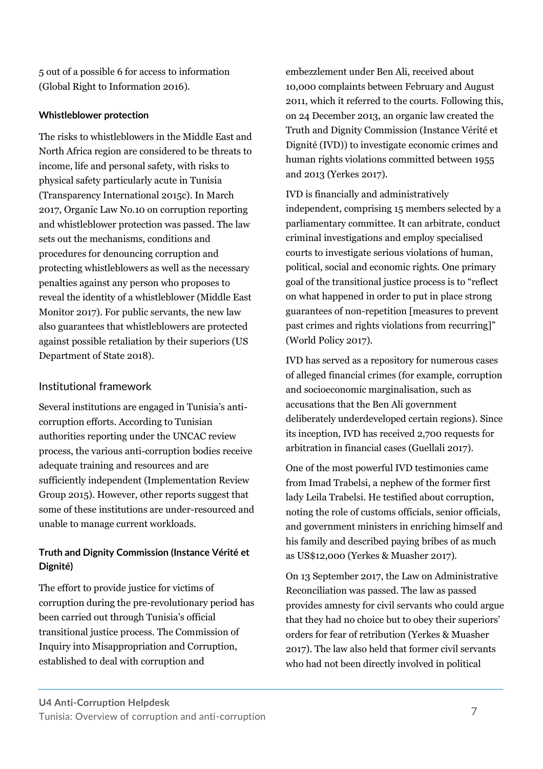5 out of a possible 6 for access to information (Global Right to Information 2016).

#### Whistleblower protection

The risks to whistleblowers in the Middle East and North Africa region are considered to be threats to income, life and personal safety, with risks to physical safety particularly acute in Tunisia (Transparency International 2015c). In March 2017, Organic Law No.10 on corruption reporting and whistleblower protection was passed. The law sets out the mechanisms, conditions and procedures for denouncing corruption and protecting whistleblowers as well as the necessary penalties against any person who proposes to reveal the identity of a whistleblower (Middle East Monitor 2017). For public servants, the new law also guarantees that whistleblowers are protected against possible retaliation by their superiors (US Department of State 2018).

### Institutional framework

Several institutions are engaged in Tunisia's anti-corruption efforts. According to Tunisian authorities reporting under the UNCAC review process, the various anti-corruption bodies receive adequate training and resources and are sufficiently independent (Implementation Review Group 2015). However, other reports suggest that some of these institutions are under-resourced and unable to manage current workloads.

#### Truth and Dignity Commission (Instance Vérité et Dignité)

The effort to provide justice for victims of corruption during the pre-revolutionary period has been carried out through Tunisia's official transitional justice process. The Commission of Inquiry into Misappropriation and Corruption, established to deal with corruption and embezzlement under Ben Ali, received about 10,000 complaints between February and August 2011, which it referred to the courts. Following this, on 24 December 2013, an organic law created the Truth and Dignity Commission (Instance Vérité et Dignité (IVD)) to investigate economic crimes and human rights violations committed between 1955 and 2013 (Yerkes 2017).

IVD is financially and administratively independent, comprising 15 members selected by a parliamentary committee. It can arbitrate, conduct criminal investigations and employ specialised courts to investigate serious violations of human, political, social and economic rights. One primary goal of the transitional justice process is to "reflect on what happened in order to put in place strong guarantees of non-repetition [measures to prevent past crimes and rights violations from recurring]" (World Policy 2017).

IVD has served as a repository for numerous cases of alleged financial crimes (for example, corruption and socioeconomic marginalisation, such as accusations that the Ben Ali government deliberately underdeveloped certain regions). Since its inception, IVD has received 2,700 requests for arbitration in financial cases (Guellali 2017).

One of the most powerful IVD testimonies came from Imad Trabelsi, a nephew of the former first lady Leila Trabelsi. He testified about corruption, noting the role of customs officials, senior officials, and government ministers in enriching himself and his family and described paying bribes of as much as US$12,000 (Yerkes & Muasher 2017).

On 13 September 2017, the Law on Administrative Reconciliation was passed. The law as passed provides amnesty for civil servants who could argue that they had no choice but to obey their superiors' orders for fear of retribution (Yerkes & Muasher 2017). The law also held that former civil servants who had not been directly involved in political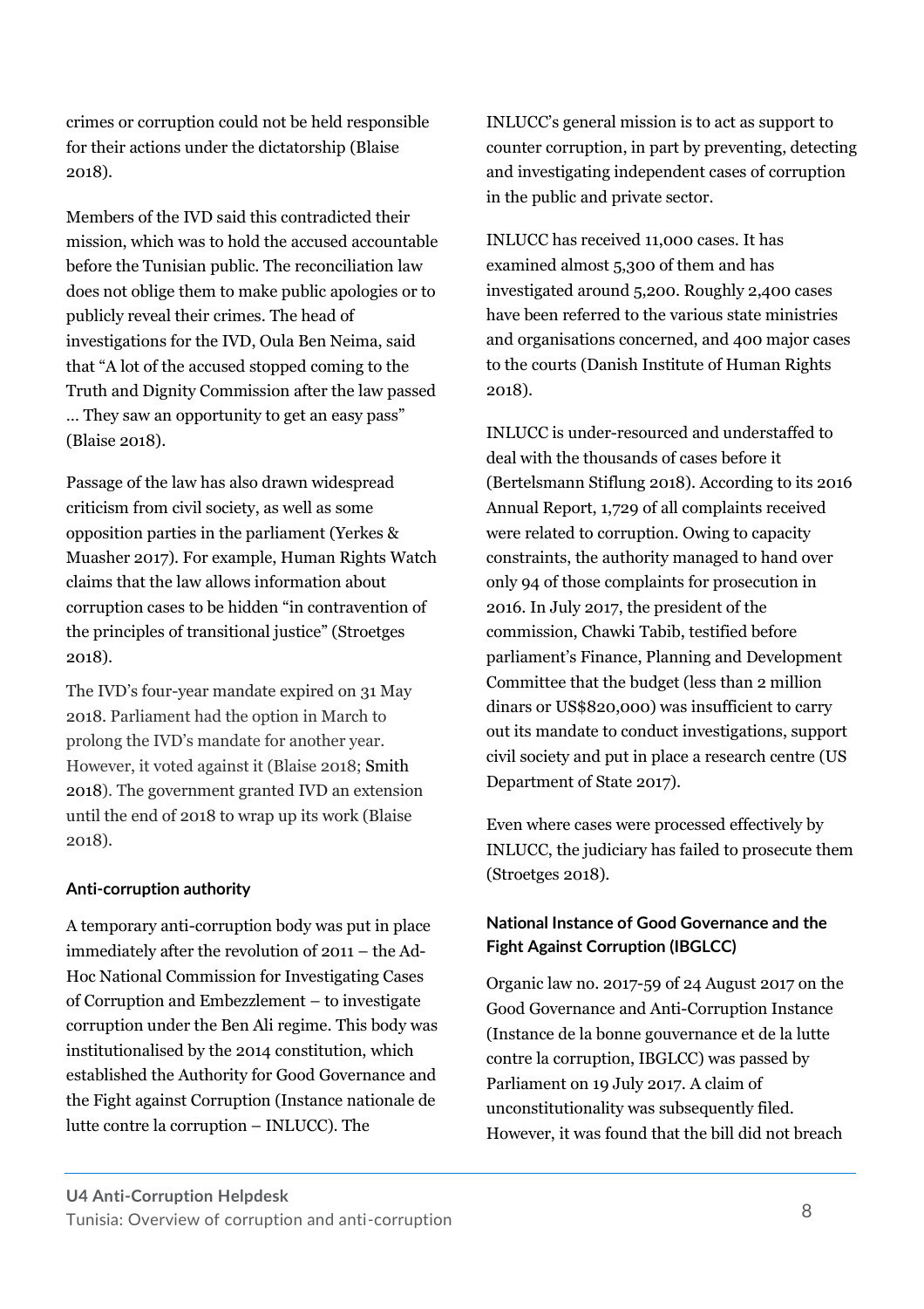crimes or corruption could not be held responsible for their actions under the dictatorship (Blaise 2018).

Members of the IVD said this contradicted their mission, which was to hold the accused accountable before the Tunisian public. The reconciliation law does not oblige them to make public apologies or to publicly reveal their crimes. The head of investigations for the IVD, Oula Ben Neima, said that "A lot of the accused stopped coming to the Truth and Dignity Commission after the law passed … They saw an opportunity to get an easy pass" (Blaise 2018).

Passage of the law has also drawn widespread criticism from civil society, as well as some opposition parties in the parliament (Yerkes & Muasher 2017). For example, Human Rights Watch claims that the law allows information about corruption cases to be hidden "in contravention of the principles of transitional justice" (Stroetges 2018).

The IVD's four-year mandate expired on 31 May 2018. Parliament had the option in March to prolong the IVD's mandate for another year. However, it voted against it (Blaise 2018; Smith 2018). The government granted IVD an extension until the end of 2018 to wrap up its work (Blaise 2018).

#### Anti-corruption authority

A temporary anti-corruption body was put in place immediately after the revolution of 2011 – the Ad-Hoc National Commission for Investigating Cases of Corruption and Embezzlement – to investigate corruption under the Ben Ali regime. This body was institutionalised by the 2014 constitution, which established the Authority for Good Governance and the Fight against Corruption (Instance nationale de lutte contre la corruption – INLUCC). The INLUCC's general mission is to act as support to counter corruption, in part by preventing, detecting and investigating independent cases of corruption in the public and private sector.

INLUCC has received 11,000 cases. It has examined almost 5,300 of them and has investigated around 5,200. Roughly 2,400 cases have been referred to the various state ministries and organisations concerned, and 400 major cases to the courts (Danish Institute of Human Rights 2018).

INLUCC is under-resourced and understaffed to deal with the thousands of cases before it (Bertelsmann Stiflung 2018). According to its 2016 Annual Report, 1,729 of all complaints received were related to corruption. Owing to capacity constraints, the authority managed to hand over only 94 of those complaints for prosecution in 2016. In July 2017, the president of the commission, Chawki Tabib, testified before parliament's Finance, Planning and Development Committee that the budget (less than 2 million dinars or US$820,000) was insufficient to carry out its mandate to conduct investigations, support civil society and put in place a research centre (US Department of State 2017).

Even where cases were processed effectively by INLUCC, the judiciary has failed to prosecute them (Stroetges 2018).

#### National Instance of Good Governance and the Fight Against Corruption (IBGLCC)

Organic law no. 2017-59 of 24 August 2017 on the Good Governance and Anti-Corruption Instance (Instance de la bonne gouvernance et de la lutte contre la corruption, IBGLCC) was passed by Parliament on 19 July 2017. A claim of unconstitutionality was subsequently filed. However, it was found that the bill did not breach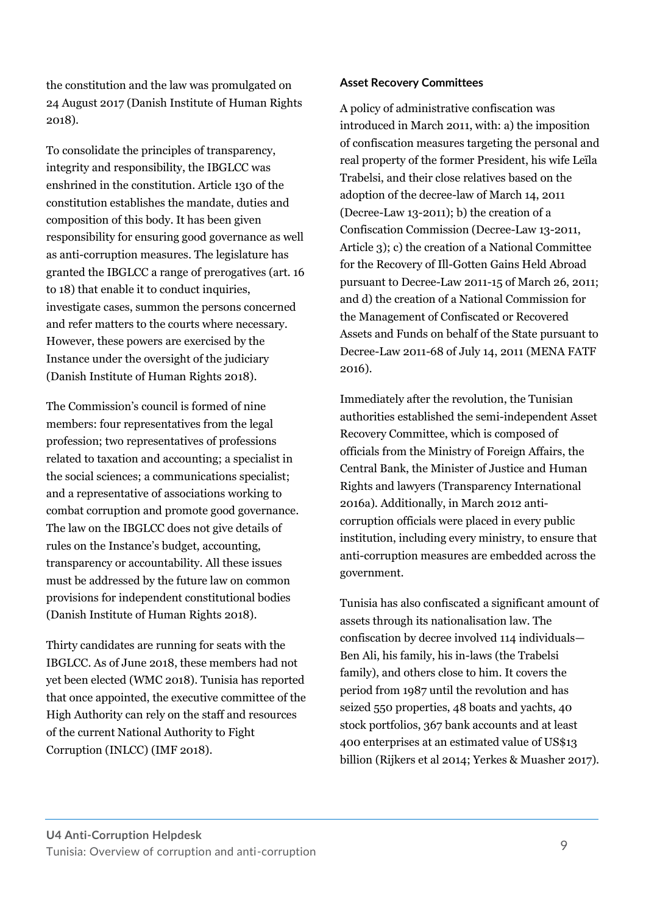the constitution and the law was promulgated on 24 August 2017 (Danish Institute of Human Rights 2018).

To consolidate the principles of transparency, integrity and responsibility, the IBGLCC was enshrined in the constitution. Article 130 of the constitution establishes the mandate, duties and composition of this body. It has been given responsibility for ensuring good governance as well as anti-corruption measures. The legislature has granted the IBGLCC a range of prerogatives (art. 16 to 18) that enable it to conduct inquiries, investigate cases, summon the persons concerned and refer matters to the courts where necessary. However, these powers are exercised by the Instance under the oversight of the judiciary (Danish Institute of Human Rights 2018).

The Commission's council is formed of nine members: four representatives from the legal profession; two representatives of professions related to taxation and accounting; a specialist in the social sciences; a communications specialist; and a representative of associations working to combat corruption and promote good governance. The law on the IBGLCC does not give details of rules on the Instance's budget, accounting, transparency or accountability. All these issues must be addressed by the future law on common provisions for independent constitutional bodies (Danish Institute of Human Rights 2018).

Thirty candidates are running for seats with the IBGLCC. As of June 2018, these members had not yet been elected (WMC 2018). Tunisia has reported that once appointed, the executive committee of the High Authority can rely on the staff and resources of the current National Authority to Fight Corruption (INLCC) (IMF 2018).

### Asset Recovery Committees

A policy of administrative confiscation was introduced in March 2011, with: a) the imposition of confiscation measures targeting the personal and real property of the former President, his wife Leïla Trabelsi, and their close relatives based on the adoption of the decree-law of March 14, 2011 (Decree-Law 13-2011); b) the creation of a Confiscation Commission (Decree-Law 13-2011, Article 3); c) the creation of a National Committee for the Recovery of Ill-Gotten Gains Held Abroad pursuant to Decree-Law 2011-15 of March 26, 2011; and d) the creation of a National Commission for the Management of Confiscated or Recovered Assets and Funds on behalf of the State pursuant to Decree-Law 2011-68 of July 14, 2011 (MENA FATF 2016).

Immediately after the revolution, the Tunisian authorities established the semi-independent Asset Recovery Committee, which is composed of officials from the Ministry of Foreign Affairs, the Central Bank, the Minister of Justice and Human Rights and lawyers (Transparency International 2016a). Additionally, in March 2012 anti-corruption officials were placed in every public institution, including every ministry, to ensure that anti-corruption measures are embedded across the government.

Tunisia has also confiscated a significant amount of assets through its nationalisation law. The confiscation by decree involved 114 individuals—Ben Ali, his family, his in-laws (the Trabelsi family), and others close to him. It covers the period from 1987 until the revolution and has seized 550 properties, 48 boats and yachts, 40 stock portfolios, 367 bank accounts and at least 400 enterprises at an estimated value of US$13 billion (Rijkers et al 2014; Yerkes & Muasher 2017).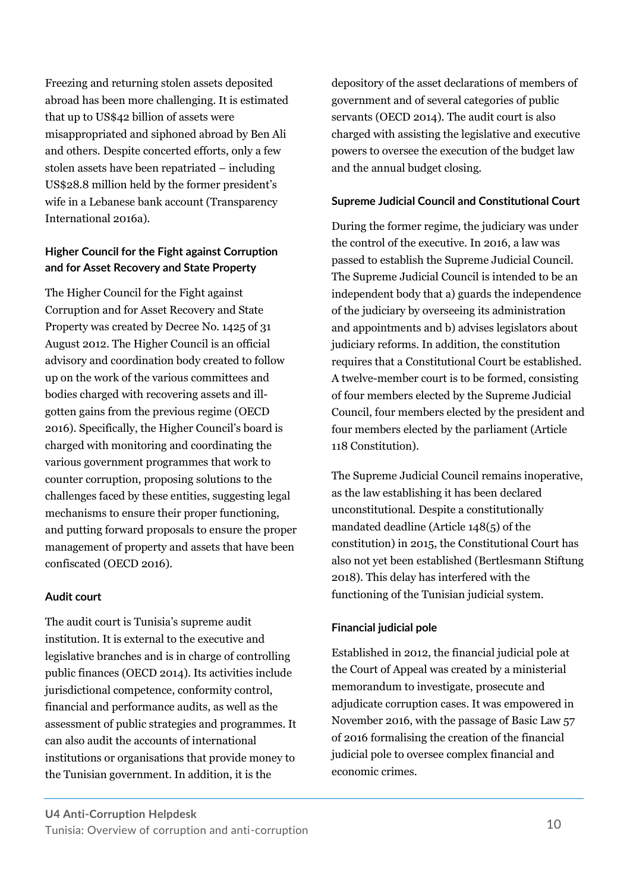Freezing and returning stolen assets deposited abroad has been more challenging. It is estimated that up to US$42 billion of assets were misappropriated and siphoned abroad by Ben Ali and others. Despite concerted efforts, only a few stolen assets have been repatriated – including US$28.8 million held by the former president's wife in a Lebanese bank account (Transparency International 2016a).

### Higher Council for the Fight against Corruption and for Asset Recovery and State Property

The Higher Council for the Fight against Corruption and for Asset Recovery and State Property was created by Decree No. 1425 of 31 August 2012. The Higher Council is an official advisory and coordination body created to follow up on the work of the various committees and bodies charged with recovering assets and ill-gotten gains from the previous regime (OECD 2016). Specifically, the Higher Council's board is charged with monitoring and coordinating the various government programmes that work to counter corruption, proposing solutions to the challenges faced by these entities, suggesting legal mechanisms to ensure their proper functioning, and putting forward proposals to ensure the proper management of property and assets that have been confiscated (OECD 2016).

### Audit court

The audit court is Tunisia's supreme audit institution. It is external to the executive and legislative branches and is in charge of controlling public finances (OECD 2014). Its activities include jurisdictional competence, conformity control, financial and performance audits, as well as the assessment of public strategies and programmes. It can also audit the accounts of international institutions or organisations that provide money to the Tunisian government. In addition, it is the depository of the asset declarations of members of government and of several categories of public servants (OECD 2014). The audit court is also charged with assisting the legislative and executive powers to oversee the execution of the budget law and the annual budget closing.

### Supreme Judicial Council and Constitutional Court

During the former regime, the judiciary was under the control of the executive. In 2016, a law was passed to establish the Supreme Judicial Council. The Supreme Judicial Council is intended to be an independent body that a) guards the independence of the judiciary by overseeing its administration and appointments and b) advises legislators about judiciary reforms. In addition, the constitution requires that a Constitutional Court be established. A twelve-member court is to be formed, consisting of four members elected by the Supreme Judicial Council, four members elected by the president and four members elected by the parliament (Article 118 Constitution).

The Supreme Judicial Council remains inoperative, as the law establishing it has been declared unconstitutional. Despite a constitutionally mandated deadline (Article 148(5) of the constitution) in 2015, the Constitutional Court has also not yet been established (Bertlesmann Stiftung 2018). This delay has interfered with the functioning of the Tunisian judicial system.

### Financial judicial pole

Established in 2012, the financial judicial pole at the Court of Appeal was created by a ministerial memorandum to investigate, prosecute and adjudicate corruption cases. It was empowered in November 2016, with the passage of Basic Law 57 of 2016 formalising the creation of the financial judicial pole to oversee complex financial and economic crimes.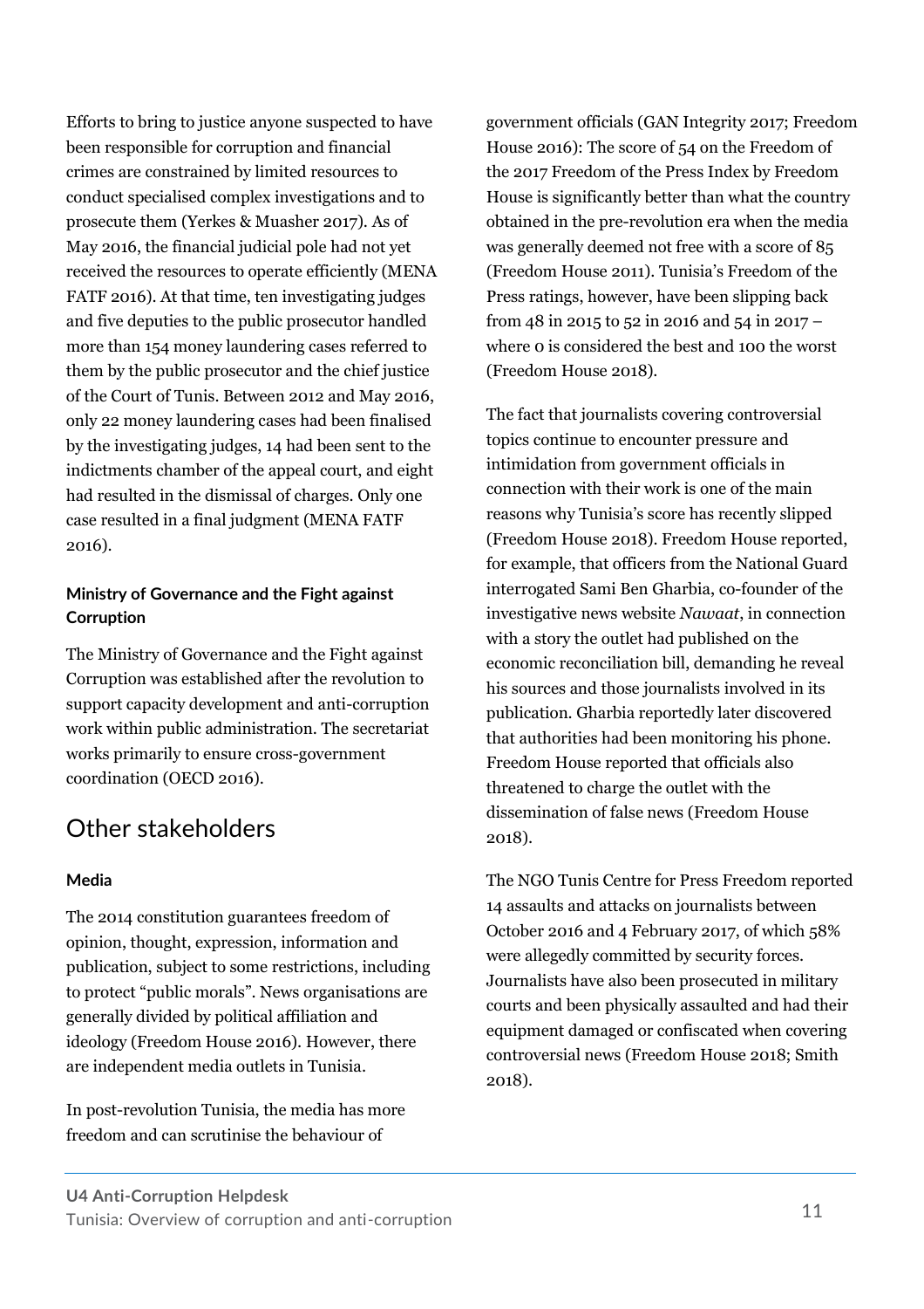Efforts to bring to justice anyone suspected to have been responsible for corruption and financial crimes are constrained by limited resources to conduct specialised complex investigations and to prosecute them (Yerkes & Muasher 2017). As of May 2016, the financial judicial pole had not yet received the resources to operate efficiently (MENA FATF 2016). At that time, ten investigating judges and five deputies to the public prosecutor handled more than 154 money laundering cases referred to them by the public prosecutor and the chief justice of the Court of Tunis. Between 2012 and May 2016, only 22 money laundering cases had been finalised by the investigating judges, 14 had been sent to the indictments chamber of the appeal court, and eight had resulted in the dismissal of charges. Only one case resulted in a final judgment (MENA FATF 2016).

### Ministry of Governance and the Fight against Corruption

The Ministry of Governance and the Fight against Corruption was established after the revolution to support capacity development and anti-corruption work within public administration. The secretariat works primarily to ensure cross-government coordination (OECD 2016).

## Other stakeholders

### Media

The 2014 constitution guarantees freedom of opinion, thought, expression, information and publication, subject to some restrictions, including to protect "public morals". News organisations are generally divided by political affiliation and ideology (Freedom House 2016). However, there are independent media outlets in Tunisia.

In post-revolution Tunisia, the media has more freedom and can scrutinise the behaviour of government officials (GAN Integrity 2017; Freedom House 2016): The score of 54 on the Freedom of the 2017 Freedom of the Press Index by Freedom House is significantly better than what the country obtained in the pre-revolution era when the media was generally deemed not free with a score of 85 (Freedom House 2011). Tunisia's Freedom of the Press ratings, however, have been slipping back from 48 in 2015 to 52 in 2016 and 54 in 2017 – where 0 is considered the best and 100 the worst (Freedom House 2018).

The fact that journalists covering controversial topics continue to encounter pressure and intimidation from government officials in connection with their work is one of the main reasons why Tunisia's score has recently slipped (Freedom House 2018). Freedom House reported, for example, that officers from the National Guard interrogated Sami Ben Gharbia, co-founder of the investigative news website *Nawaat*, in connection with a story the outlet had published on the economic reconciliation bill, demanding he reveal his sources and those journalists involved in its publication. Gharbia reportedly later discovered that authorities had been monitoring his phone. Freedom House reported that officials also threatened to charge the outlet with the dissemination of false news (Freedom House 2018).

The NGO Tunis Centre for Press Freedom reported 14 assaults and attacks on journalists between October 2016 and 4 February 2017, of which 58% were allegedly committed by security forces. Journalists have also been prosecuted in military courts and been physically assaulted and had their equipment damaged or confiscated when covering controversial news (Freedom House 2018; Smith 2018).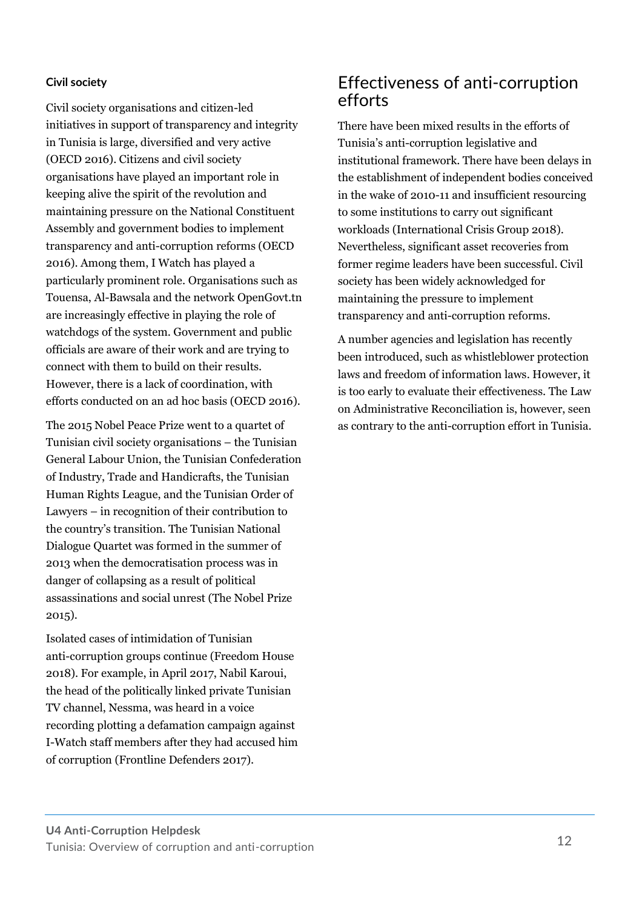### Civil society

Civil society organisations and citizen-led initiatives in support of transparency and integrity in Tunisia is large, diversified and very active (OECD 2016). Citizens and civil society organisations have played an important role in keeping alive the spirit of the revolution and maintaining pressure on the National Constituent Assembly and government bodies to implement transparency and anti-corruption reforms (OECD 2016). Among them, I Watch has played a particularly prominent role. Organisations such as Touensa, Al-Bawsala and the network OpenGovt.tn are increasingly effective in playing the role of watchdogs of the system. Government and public officials are aware of their work and are trying to connect with them to build on their results. However, there is a lack of coordination, with efforts conducted on an ad hoc basis (OECD 2016).

The 2015 Nobel Peace Prize went to a quartet of Tunisian civil society organisations – the Tunisian General Labour Union, the Tunisian Confederation of Industry, Trade and Handicrafts, the Tunisian Human Rights League, and the Tunisian Order of Lawyers – in recognition of their contribution to the country's transition. The Tunisian National Dialogue Quartet was formed in the summer of 2013 when the democratisation process was in danger of collapsing as a result of political assassinations and social unrest (The Nobel Prize 2015).

Isolated cases of intimidation of Tunisian anti-corruption groups continue (Freedom House 2018). For example, in April 2017, Nabil Karoui, the head of the politically linked private Tunisian TV channel, Nessma, was heard in a voice recording plotting a defamation campaign against I-Watch staff members after they had accused him of corruption (Frontline Defenders 2017).

## Effectiveness of anti-corruption efforts

There have been mixed results in the efforts of Tunisia's anti-corruption legislative and institutional framework. There have been delays in the establishment of independent bodies conceived in the wake of 2010-11 and insufficient resourcing to some institutions to carry out significant workloads (International Crisis Group 2018). Nevertheless, significant asset recoveries from former regime leaders have been successful. Civil society has been widely acknowledged for maintaining the pressure to implement transparency and anti-corruption reforms.

A number agencies and legislation has recently been introduced, such as whistleblower protection laws and freedom of information laws. However, it is too early to evaluate their effectiveness. The Law on Administrative Reconciliation is, however, seen as contrary to the anti-corruption effort in Tunisia.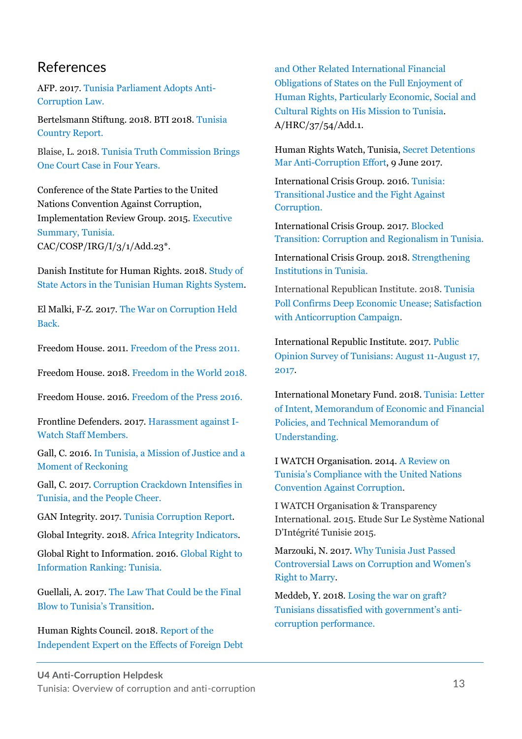## References

AFP. 2017. Tunisia Parliament Adopts Anti-Corruption Law.

Bertelsmann Stiftung. 2018. BTI 2018. Tunisia Country Report.

Blaise, L. 2018. Tunisia Truth Commission Brings One Court Case in Four Years.

Conference of the State Parties to the United Nations Convention Against Corruption, Implementation Review Group. 2015. Executive Summary, Tunisia. CAC/COSP/IRG/I/3/1/Add.23*.

Danish Institute for Human Rights. 2018. Study of State Actors in the Tunisian Human Rights System.

El Malki, F-Z. 2017. The War on Corruption Held Back.

Freedom House. 2011. Freedom of the Press 2011.

Freedom House. 2018. Freedom in the World 2018.

Freedom House. 2016. Freedom of the Press 2016.

Frontline Defenders. 2017. Harassment against I-Watch Staff Members.

Gall, C. 2016. In Tunisia, a Mission of Justice and a Moment of Reckoning

Gall, C. 2017. Corruption Crackdown Intensifies in Tunisia, and the People Cheer.

GAN Integrity. 2017. Tunisia Corruption Report.

Global Integrity. 2018. Africa Integrity Indicators.

Global Right to Information. 2016. Global Right to Information Ranking: Tunisia.

Guellali, A. 2017. The Law That Could be the Final Blow to Tunisia's Transition.

Human Rights Council. 2018. Report of the Independent Expert on the Effects of Foreign Debt and Other Related International Financial Obligations of States on the Full Enjoyment of Human Rights, Particularly Economic, Social and Cultural Rights on His Mission to Tunisia. A/HRC/37/54/Add.1.

Human Rights Watch, Tunisia, Secret Detentions Mar Anti-Corruption Effort, 9 June 2017.

International Crisis Group. 2016. Tunisia: Transitional Justice and the Fight Against Corruption.

International Crisis Group. 2017. Blocked Transition: Corruption and Regionalism in Tunisia.

International Crisis Group. 2018. Strengthening Institutions in Tunisia.

International Republican Institute. 2018. Tunisia Poll Confirms Deep Economic Unease; Satisfaction with Anticorruption Campaign.

International Republic Institute. 2017. Public Opinion Survey of Tunisians: August 11-August 17, 2017.

International Monetary Fund. 2018. Tunisia: Letter of Intent, Memorandum of Economic and Financial Policies, and Technical Memorandum of Understanding.

I WATCH Organisation. 2014. A Review on Tunisia's Compliance with the United Nations Convention Against Corruption.

I WATCH Organisation & Transparency International. 2015. Etude Sur Le Système National D'Intégrité Tunisie 2015.

Marzouki, N. 2017. Why Tunisia Just Passed Controversial Laws on Corruption and Women's Right to Marry.

Meddeb, Y. 2018. Losing the war on graft? Tunisians dissatisfied with government's anti-corruption performance.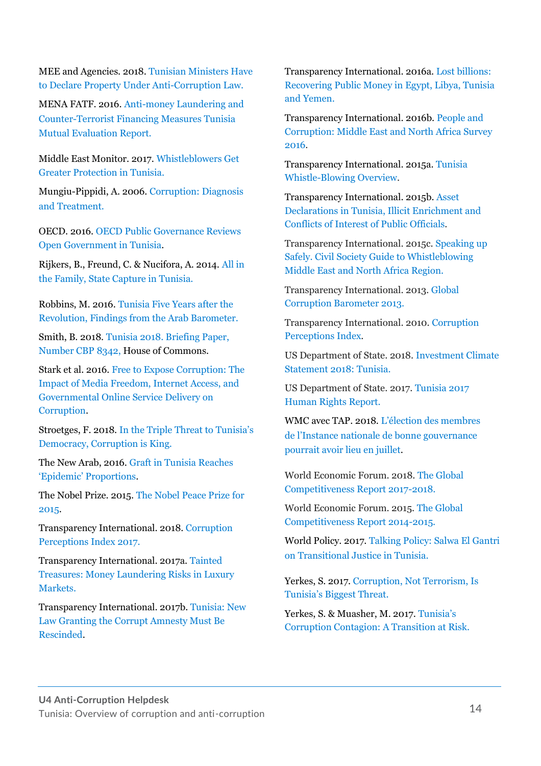MEE and Agencies. 2018. Tunisian Ministers Have to Declare Property Under Anti-Corruption Law.

MENA FATF. 2016. Anti-money Laundering and Counter-Terrorist Financing Measures Tunisia Mutual Evaluation Report.

Middle East Monitor. 2017. Whistleblowers Get Greater Protection in Tunisia.

Mungiu-Pippidi, A. 2006. Corruption: Diagnosis and Treatment.

OECD. 2016. OECD Public Governance Reviews Open Government in Tunisia.

Rijkers, B., Freund, C. & Nucifora, A. 2014. All in the Family, State Capture in Tunisia.

Robbins, M. 2016. Tunisia Five Years after the Revolution, Findings from the Arab Barometer.

Smith, B. 2018. Tunisia 2018. Briefing Paper, Number CBP 8342, House of Commons.

Stark et al. 2016. Free to Expose Corruption: The Impact of Media Freedom, Internet Access, and Governmental Online Service Delivery on Corruption.

Stroetges, F. 2018. In the Triple Threat to Tunisia's Democracy, Corruption is King.

The New Arab, 2016. Graft in Tunisia Reaches 'Epidemic' Proportions.

The Nobel Prize. 2015. The Nobel Peace Prize for 2015.

Transparency International. 2018. Corruption Perceptions Index 2017.

Transparency International. 2017a. Tainted Treasures: Money Laundering Risks in Luxury Markets.

Transparency International. 2017b. Tunisia: New Law Granting the Corrupt Amnesty Must Be Rescinded.

Transparency International. 2016a. Lost billions: Recovering Public Money in Egypt, Libya, Tunisia and Yemen.

Transparency International. 2016b. People and Corruption: Middle East and North Africa Survey 2016.

Transparency International. 2015a. Tunisia Whistle-Blowing Overview.

Transparency International. 2015b. Asset Declarations in Tunisia, Illicit Enrichment and Conflicts of Interest of Public Officials.

Transparency International. 2015c. Speaking up Safely. Civil Society Guide to Whistleblowing Middle East and North Africa Region.

Transparency International. 2013. Global Corruption Barometer 2013.

Transparency International. 2010. Corruption Perceptions Index.

US Department of State. 2018. Investment Climate Statement 2018: Tunisia.

US Department of State. 2017. Tunisia 2017 Human Rights Report.

WMC avec TAP. 2018. L'élection des membres de l'Instance nationale de bonne gouvernance pourrait avoir lieu en juillet.

World Economic Forum. 2018. The Global Competitiveness Report 2017-2018.

World Economic Forum. 2015. The Global Competitiveness Report 2014-2015.

World Policy. 2017. Talking Policy: Salwa El Gantri on Transitional Justice in Tunisia.

Yerkes, S. 2017. Corruption, Not Terrorism, Is Tunisia's Biggest Threat.

Yerkes, S. & Muasher, M. 2017. Tunisia's Corruption Contagion: A Transition at Risk.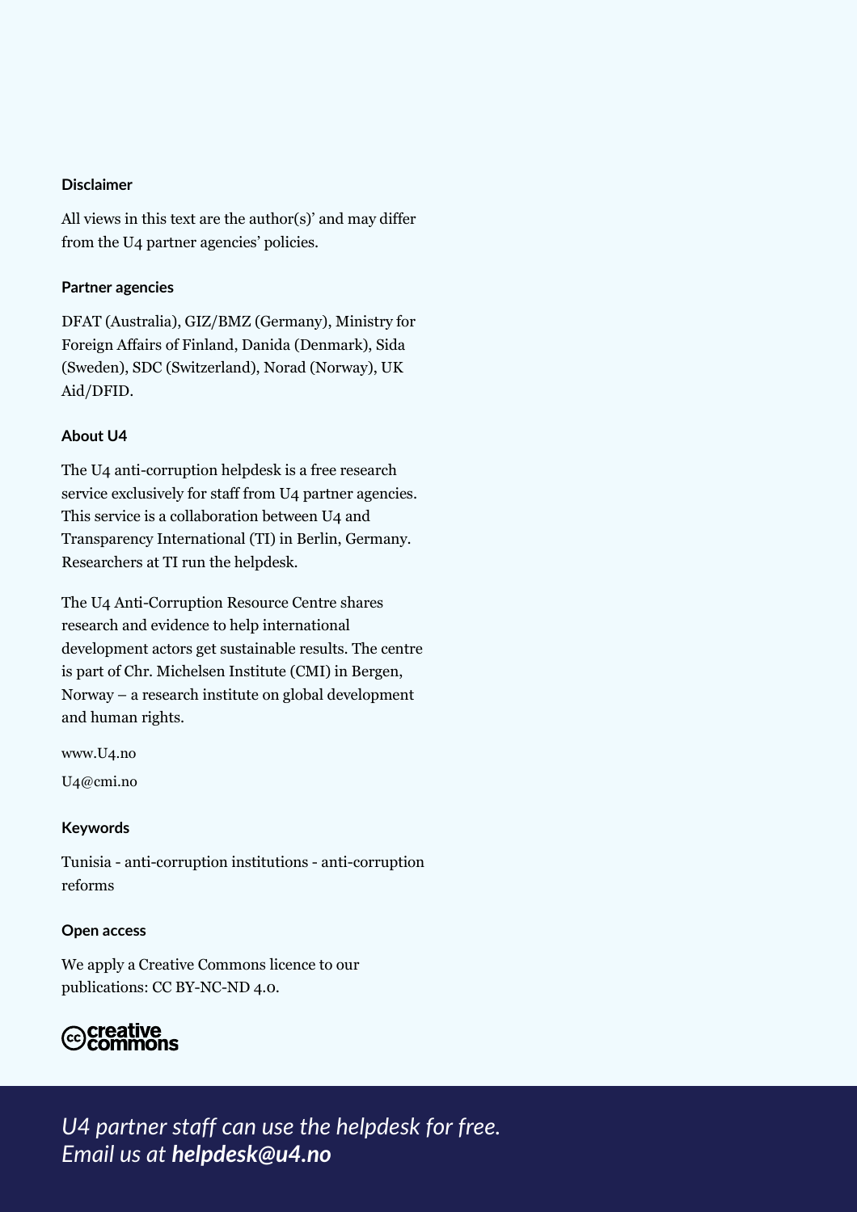### Disclaimer

All views in this text are the author(s)' and may differ from the U4 partner agencies' policies.

### Partner agencies

DFAT (Australia), GIZ/BMZ (Germany), Ministry for Foreign Affairs of Finland, Danida (Denmark), Sida (Sweden), SDC (Switzerland), Norad (Norway), UK Aid/DFID.

### About U4

The U4 anti-corruption helpdesk is a free research service exclusively for staff from U4 partner agencies. This service is a collaboration between U4 and Transparency International (TI) in Berlin, Germany. Researchers at TI run the helpdesk.

The U4 Anti-Corruption Resource Centre shares research and evidence to help international development actors get sustainable results. The centre is part of Chr. Michelsen Institute (CMI) in Bergen, Norway – a research institute on global development and human rights.

www.U4.no

U4@cmi.no

### Keywords

Tunisia - anti-corruption institutions - anti-corruption reforms

### Open access

We apply a Creative Commons licence to our publications: CC BY-NC-ND 4.0.

*U4 partner staff can use the helpdesk for free. Email us at* ***helpdesk@u4.no***